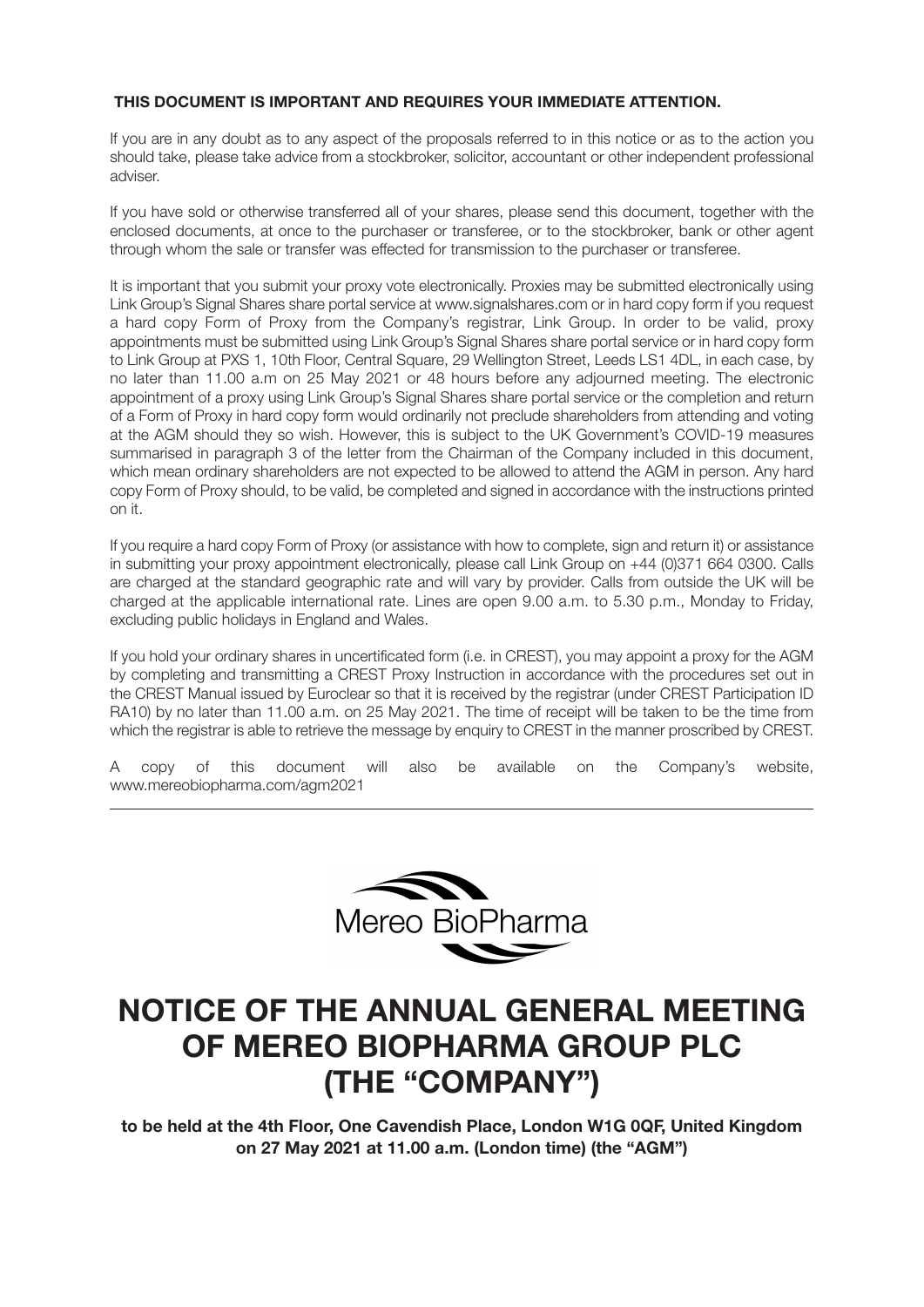**THIS DOCUMENT IS IMPORTANT AND REQUIRES YOUR IMMEDIATE ATTENTION.**

If you are in any doubt as to any aspect of the proposals referred to in this notice or as to the action you should take, please take advice from a stockbroker, solicitor, accountant or other independent professional adviser.

If you have sold or otherwise transferred all of your shares, please send this document, together with the enclosed documents, at once to the purchaser or transferee, or to the stockbroker, bank or other agent through whom the sale or transfer was effected for transmission to the purchaser or transferee.

It is important that you submit your proxy vote electronically. Proxies may be submitted electronically using Link Group's Signal Shares share portal service at www.signalshares.com or in hard copy form if you request a hard copy Form of Proxy from the Company's registrar, Link Group. In order to be valid, proxy appointments must be submitted using Link Group's Signal Shares share portal service or in hard copy form to Link Group at PXS 1, 10th Floor, Central Square, 29 Wellington Street, Leeds LS1 4DL, in each case, by no later than 11.00 a.m on 25 May 2021 or 48 hours before any adjourned meeting. The electronic appointment of a proxy using Link Group's Signal Shares share portal service or the completion and return of a Form of Proxy in hard copy form would ordinarily not preclude shareholders from attending and voting at the AGM should they so wish. However, this is subject to the UK Government's COVID-19 measures summarised in paragraph 3 of the letter from the Chairman of the Company included in this document, which mean ordinary shareholders are not expected to be allowed to attend the AGM in person. Any hard copy Form of Proxy should, to be valid, be completed and signed in accordance with the instructions printed on it.

If you require a hard copy Form of Proxy (or assistance with how to complete, sign and return it) or assistance in submitting your proxy appointment electronically, please call Link Group on +44 (0)371 664 0300. Calls are charged at the standard geographic rate and will vary by provider. Calls from outside the UK will be charged at the applicable international rate. Lines are open 9.00 a.m. to 5.30 p.m., Monday to Friday, excluding public holidays in England and Wales.

If you hold your ordinary shares in uncertificated form (i.e. in CREST), you may appoint a proxy for the AGM by completing and transmitting a CREST Proxy Instruction in accordance with the procedures set out in the CREST Manual issued by Euroclear so that it is received by the registrar (under CREST Participation ID RA10) by no later than 11.00 a.m. on 25 May 2021. The time of receipt will be taken to be the time from which the registrar is able to retrieve the message by enquiry to CREST in the manner proscribed by CREST.

A copy of this document will also be available on the Company's website, www.mereobiopharma.com/agm2021

---

Mereo BioPharma

# NOTICE OF THE ANNUAL GENERAL MEETING OF MEREO BIOPHARMA GROUP PLC (THE "COMPANY")

**to be held at the 4th Floor, One Cavendish Place, London W1G 0QF, United Kingdom on 27 May 2021 at 11.00 a.m. (London time) (the "AGM")**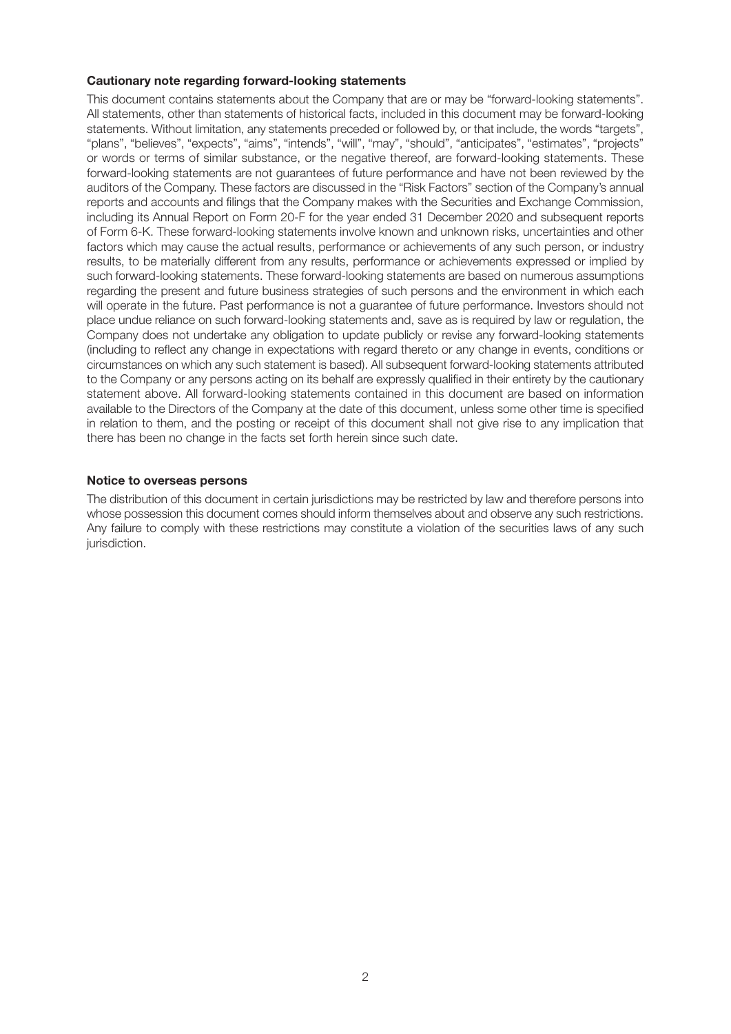**Cautionary note regarding forward-looking statements**

This document contains statements about the Company that are or may be "forward-looking statements". All statements, other than statements of historical facts, included in this document may be forward-looking statements. Without limitation, any statements preceded or followed by, or that include, the words "targets", "plans", "believes", "expects", "aims", "intends", "will", "may", "should", "anticipates", "estimates", "projects" or words or terms of similar substance, or the negative thereof, are forward-looking statements. These forward-looking statements are not guarantees of future performance and have not been reviewed by the auditors of the Company. These factors are discussed in the "Risk Factors" section of the Company's annual reports and accounts and filings that the Company makes with the Securities and Exchange Commission, including its Annual Report on Form 20-F for the year ended 31 December 2020 and subsequent reports of Form 6-K. These forward-looking statements involve known and unknown risks, uncertainties and other factors which may cause the actual results, performance or achievements of any such person, or industry results, to be materially different from any results, performance or achievements expressed or implied by such forward-looking statements. These forward-looking statements are based on numerous assumptions regarding the present and future business strategies of such persons and the environment in which each will operate in the future. Past performance is not a guarantee of future performance. Investors should not place undue reliance on such forward-looking statements and, save as is required by law or regulation, the Company does not undertake any obligation to update publicly or revise any forward-looking statements (including to reflect any change in expectations with regard thereto or any change in events, conditions or circumstances on which any such statement is based). All subsequent forward-looking statements attributed to the Company or any persons acting on its behalf are expressly qualified in their entirety by the cautionary statement above. All forward-looking statements contained in this document are based on information available to the Directors of the Company at the date of this document, unless some other time is specified in relation to them, and the posting or receipt of this document shall not give rise to any implication that there has been no change in the facts set forth herein since such date.

**Notice to overseas persons**

The distribution of this document in certain jurisdictions may be restricted by law and therefore persons into whose possession this document comes should inform themselves about and observe any such restrictions. Any failure to comply with these restrictions may constitute a violation of the securities laws of any such jurisdiction.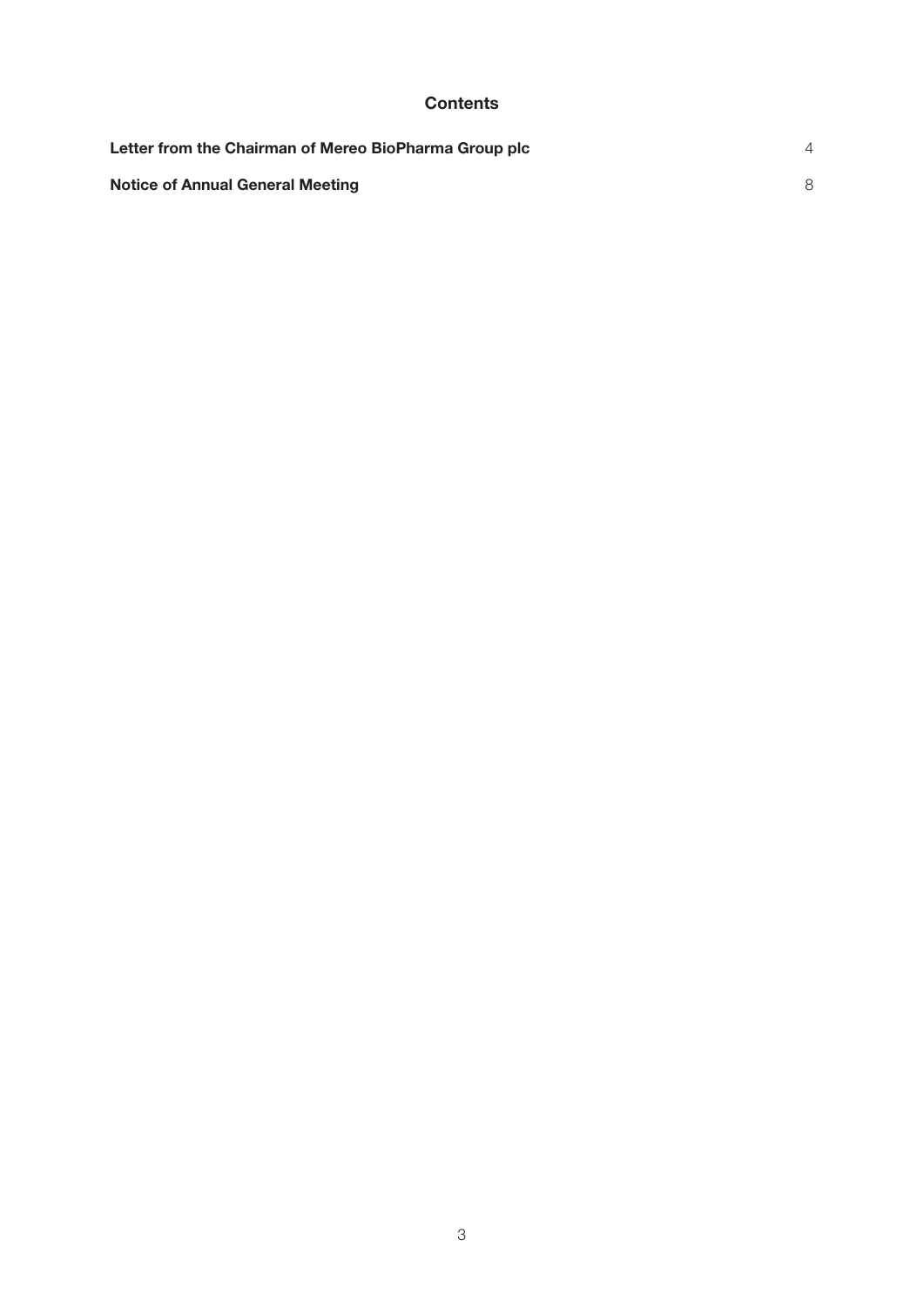## Contents

| | |
|---|---|
| **Letter from the Chairman of Mereo BioPharma Group plc** | 4 |
| **Notice of Annual General Meeting** | 8 |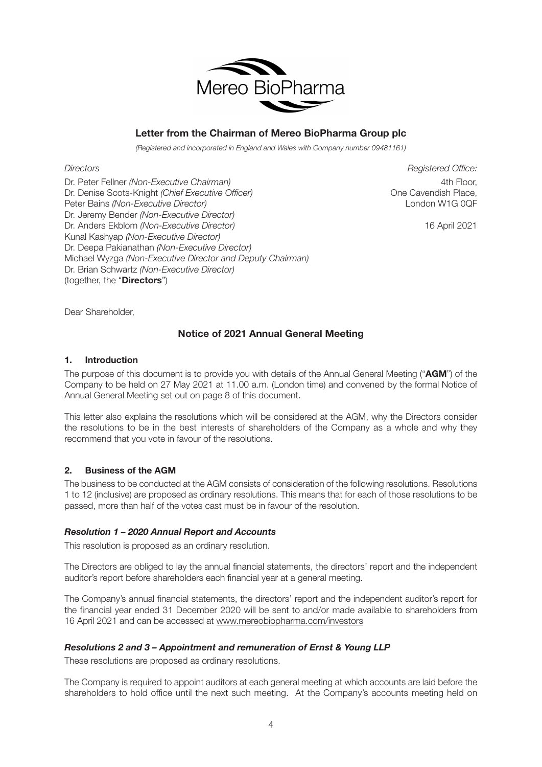# Letter from the Chairman of Mereo BioPharma Group plc

*(Registered and incorporated in England and Wales with Company number 09481161)*

*Directors*

Dr. Peter Fellner *(Non-Executive Chairman)*
Dr. Denise Scots-Knight *(Chief Executive Officer)*
Peter Bains *(Non-Executive Director)*
Dr. Jeremy Bender *(Non-Executive Director)*
Dr. Anders Ekblom *(Non-Executive Director)*
Kunal Kashyap *(Non-Executive Director)*
Dr. Deepa Pakianathan *(Non-Executive Director)*
Michael Wyzga *(Non-Executive Director and Deputy Chairman)*
Dr. Brian Schwartz *(Non-Executive Director)*
(together, the "**Directors**")

*Registered Office:*

4th Floor,
One Cavendish Place,
London W1G 0QF

16 April 2021

Dear Shareholder,

## Notice of 2021 Annual General Meeting

### 1. Introduction

The purpose of this document is to provide you with details of the Annual General Meeting ("**AGM**") of the Company to be held on 27 May 2021 at 11.00 a.m. (London time) and convened by the formal Notice of Annual General Meeting set out on page 8 of this document.

This letter also explains the resolutions which will be considered at the AGM, why the Directors consider the resolutions to be in the best interests of shareholders of the Company as a whole and why they recommend that you vote in favour of the resolutions.

### 2. Business of the AGM

The business to be conducted at the AGM consists of consideration of the following resolutions. Resolutions 1 to 12 (inclusive) are proposed as ordinary resolutions. This means that for each of those resolutions to be passed, more than half of the votes cast must be in favour of the resolution.

#### *Resolution 1 – 2020 Annual Report and Accounts*

This resolution is proposed as an ordinary resolution.

The Directors are obliged to lay the annual financial statements, the directors' report and the independent auditor's report before shareholders each financial year at a general meeting.

The Company's annual financial statements, the directors' report and the independent auditor's report for the financial year ended 31 December 2020 will be sent to and/or made available to shareholders from 16 April 2021 and can be accessed at www.mereobiopharma.com/investors

#### *Resolutions 2 and 3 – Appointment and remuneration of Ernst & Young LLP*

These resolutions are proposed as ordinary resolutions.

The Company is required to appoint auditors at each general meeting at which accounts are laid before the shareholders to hold office until the next such meeting. At the Company's accounts meeting held on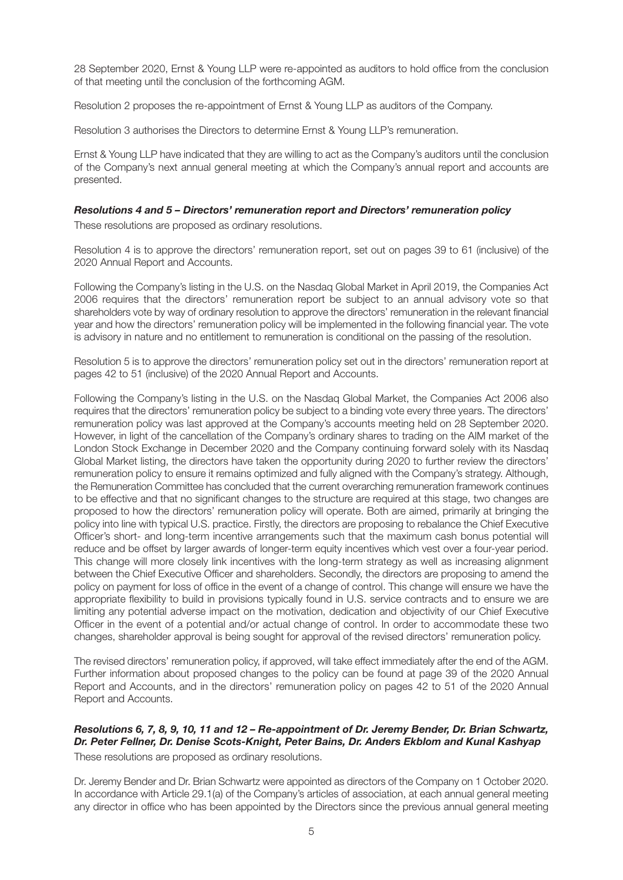28 September 2020, Ernst & Young LLP were re-appointed as auditors to hold office from the conclusion of that meeting until the conclusion of the forthcoming AGM.

Resolution 2 proposes the re-appointment of Ernst & Young LLP as auditors of the Company.

Resolution 3 authorises the Directors to determine Ernst & Young LLP's remuneration.

Ernst & Young LLP have indicated that they are willing to act as the Company's auditors until the conclusion of the Company's next annual general meeting at which the Company's annual report and accounts are presented.

***Resolutions 4 and 5 – Directors' remuneration report and Directors' remuneration policy***

These resolutions are proposed as ordinary resolutions.

Resolution 4 is to approve the directors' remuneration report, set out on pages 39 to 61 (inclusive) of the 2020 Annual Report and Accounts.

Following the Company's listing in the U.S. on the Nasdaq Global Market in April 2019, the Companies Act 2006 requires that the directors' remuneration report be subject to an annual advisory vote so that shareholders vote by way of ordinary resolution to approve the directors' remuneration in the relevant financial year and how the directors' remuneration policy will be implemented in the following financial year. The vote is advisory in nature and no entitlement to remuneration is conditional on the passing of the resolution.

Resolution 5 is to approve the directors' remuneration policy set out in the directors' remuneration report at pages 42 to 51 (inclusive) of the 2020 Annual Report and Accounts.

Following the Company's listing in the U.S. on the Nasdaq Global Market, the Companies Act 2006 also requires that the directors' remuneration policy be subject to a binding vote every three years. The directors' remuneration policy was last approved at the Company's accounts meeting held on 28 September 2020. However, in light of the cancellation of the Company's ordinary shares to trading on the AIM market of the London Stock Exchange in December 2020 and the Company continuing forward solely with its Nasdaq Global Market listing, the directors have taken the opportunity during 2020 to further review the directors' remuneration policy to ensure it remains optimized and fully aligned with the Company's strategy. Although, the Remuneration Committee has concluded that the current overarching remuneration framework continues to be effective and that no significant changes to the structure are required at this stage, two changes are proposed to how the directors' remuneration policy will operate. Both are aimed, primarily at bringing the policy into line with typical U.S. practice. Firstly, the directors are proposing to rebalance the Chief Executive Officer's short- and long-term incentive arrangements such that the maximum cash bonus potential will reduce and be offset by larger awards of longer-term equity incentives which vest over a four-year period. This change will more closely link incentives with the long-term strategy as well as increasing alignment between the Chief Executive Officer and shareholders. Secondly, the directors are proposing to amend the policy on payment for loss of office in the event of a change of control. This change will ensure we have the appropriate flexibility to build in provisions typically found in U.S. service contracts and to ensure we are limiting any potential adverse impact on the motivation, dedication and objectivity of our Chief Executive Officer in the event of a potential and/or actual change of control. In order to accommodate these two changes, shareholder approval is being sought for approval of the revised directors' remuneration policy.

The revised directors' remuneration policy, if approved, will take effect immediately after the end of the AGM. Further information about proposed changes to the policy can be found at page 39 of the 2020 Annual Report and Accounts, and in the directors' remuneration policy on pages 42 to 51 of the 2020 Annual Report and Accounts.

***Resolutions 6, 7, 8, 9, 10, 11 and 12 – Re-appointment of Dr. Jeremy Bender, Dr. Brian Schwartz, Dr. Peter Fellner, Dr. Denise Scots-Knight, Peter Bains, Dr. Anders Ekblom and Kunal Kashyap***

These resolutions are proposed as ordinary resolutions.

Dr. Jeremy Bender and Dr. Brian Schwartz were appointed as directors of the Company on 1 October 2020. In accordance with Article 29.1(a) of the Company's articles of association, at each annual general meeting any director in office who has been appointed by the Directors since the previous annual general meeting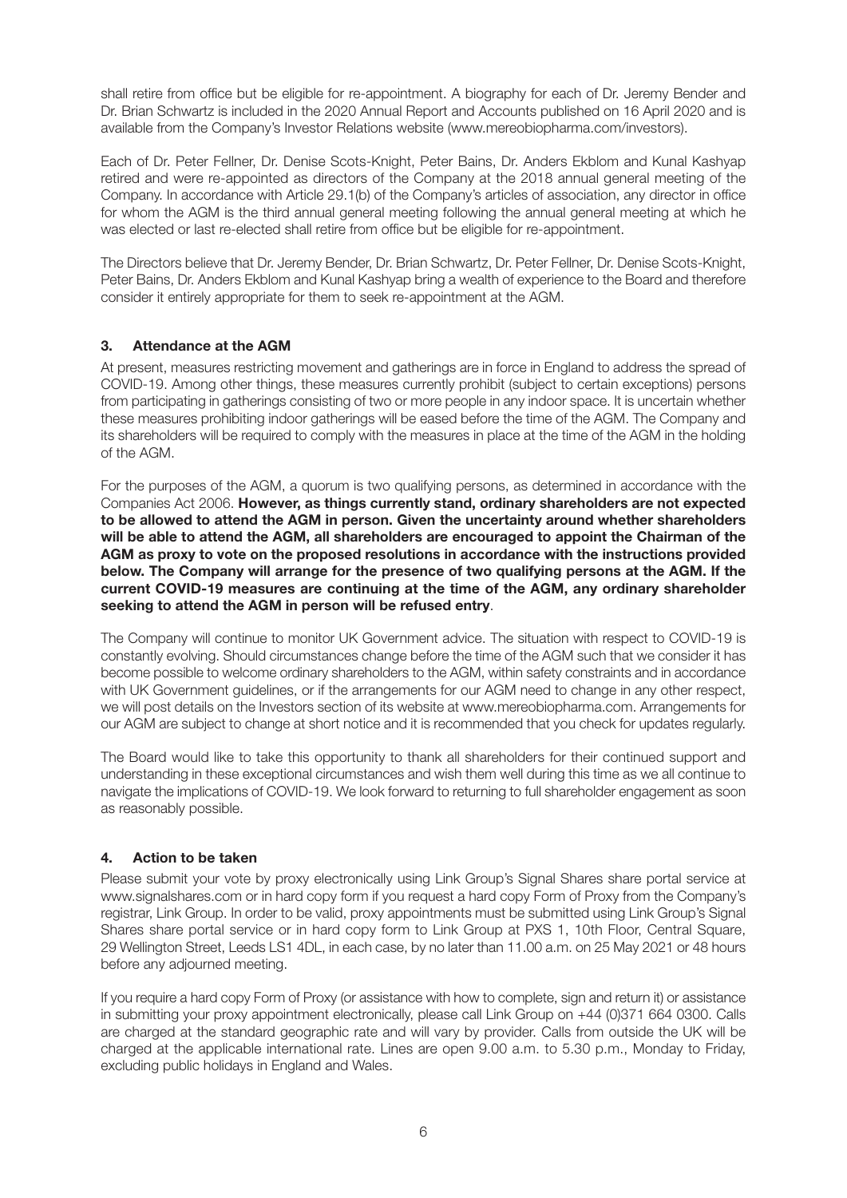shall retire from office but be eligible for re-appointment. A biography for each of Dr. Jeremy Bender and Dr. Brian Schwartz is included in the 2020 Annual Report and Accounts published on 16 April 2020 and is available from the Company's Investor Relations website (www.mereobiopharma.com/investors).

Each of Dr. Peter Fellner, Dr. Denise Scots-Knight, Peter Bains, Dr. Anders Ekblom and Kunal Kashyap retired and were re-appointed as directors of the Company at the 2018 annual general meeting of the Company. In accordance with Article 29.1(b) of the Company's articles of association, any director in office for whom the AGM is the third annual general meeting following the annual general meeting at which he was elected or last re-elected shall retire from office but be eligible for re-appointment.

The Directors believe that Dr. Jeremy Bender, Dr. Brian Schwartz, Dr. Peter Fellner, Dr. Denise Scots-Knight, Peter Bains, Dr. Anders Ekblom and Kunal Kashyap bring a wealth of experience to the Board and therefore consider it entirely appropriate for them to seek re-appointment at the AGM.

## 3. Attendance at the AGM

At present, measures restricting movement and gatherings are in force in England to address the spread of COVID-19. Among other things, these measures currently prohibit (subject to certain exceptions) persons from participating in gatherings consisting of two or more people in any indoor space. It is uncertain whether these measures prohibiting indoor gatherings will be eased before the time of the AGM. The Company and its shareholders will be required to comply with the measures in place at the time of the AGM in the holding of the AGM.

For the purposes of the AGM, a quorum is two qualifying persons, as determined in accordance with the Companies Act 2006. **However, as things currently stand, ordinary shareholders are not expected to be allowed to attend the AGM in person. Given the uncertainty around whether shareholders will be able to attend the AGM, all shareholders are encouraged to appoint the Chairman of the AGM as proxy to vote on the proposed resolutions in accordance with the instructions provided below. The Company will arrange for the presence of two qualifying persons at the AGM. If the current COVID-19 measures are continuing at the time of the AGM, any ordinary shareholder seeking to attend the AGM in person will be refused entry**.

The Company will continue to monitor UK Government advice. The situation with respect to COVID-19 is constantly evolving. Should circumstances change before the time of the AGM such that we consider it has become possible to welcome ordinary shareholders to the AGM, within safety constraints and in accordance with UK Government guidelines, or if the arrangements for our AGM need to change in any other respect, we will post details on the Investors section of its website at www.mereobiopharma.com. Arrangements for our AGM are subject to change at short notice and it is recommended that you check for updates regularly.

The Board would like to take this opportunity to thank all shareholders for their continued support and understanding in these exceptional circumstances and wish them well during this time as we all continue to navigate the implications of COVID-19. We look forward to returning to full shareholder engagement as soon as reasonably possible.

## 4. Action to be taken

Please submit your vote by proxy electronically using Link Group's Signal Shares share portal service at www.signalshares.com or in hard copy form if you request a hard copy Form of Proxy from the Company's registrar, Link Group. In order to be valid, proxy appointments must be submitted using Link Group's Signal Shares share portal service or in hard copy form to Link Group at PXS 1, 10th Floor, Central Square, 29 Wellington Street, Leeds LS1 4DL, in each case, by no later than 11.00 a.m. on 25 May 2021 or 48 hours before any adjourned meeting.

If you require a hard copy Form of Proxy (or assistance with how to complete, sign and return it) or assistance in submitting your proxy appointment electronically, please call Link Group on +44 (0)371 664 0300. Calls are charged at the standard geographic rate and will vary by provider. Calls from outside the UK will be charged at the applicable international rate. Lines are open 9.00 a.m. to 5.30 p.m., Monday to Friday, excluding public holidays in England and Wales.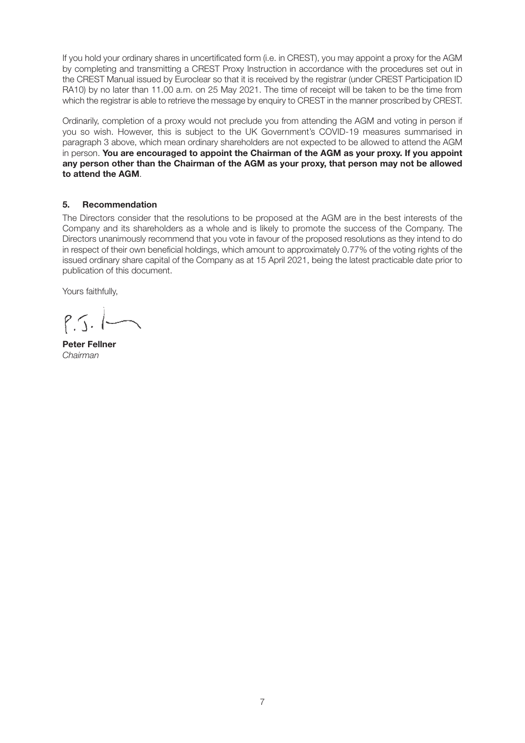If you hold your ordinary shares in uncertificated form (i.e. in CREST), you may appoint a proxy for the AGM by completing and transmitting a CREST Proxy Instruction in accordance with the procedures set out in the CREST Manual issued by Euroclear so that it is received by the registrar (under CREST Participation ID RA10) by no later than 11.00 a.m. on 25 May 2021. The time of receipt will be taken to be the time from which the registrar is able to retrieve the message by enquiry to CREST in the manner proscribed by CREST.

Ordinarily, completion of a proxy would not preclude you from attending the AGM and voting in person if you so wish. However, this is subject to the UK Government's COVID-19 measures summarised in paragraph 3 above, which mean ordinary shareholders are not expected to be allowed to attend the AGM in person. **You are encouraged to appoint the Chairman of the AGM as your proxy. If you appoint any person other than the Chairman of the AGM as your proxy, that person may not be allowed to attend the AGM**.

## 5. Recommendation

The Directors consider that the resolutions to be proposed at the AGM are in the best interests of the Company and its shareholders as a whole and is likely to promote the success of the Company. The Directors unanimously recommend that you vote in favour of the proposed resolutions as they intend to do in respect of their own beneficial holdings, which amount to approximately 0.77% of the voting rights of the issued ordinary share capital of the Company as at 15 April 2021, being the latest practicable date prior to publication of this document.

Yours faithfully,

P.J.

**Peter Fellner**
*Chairman*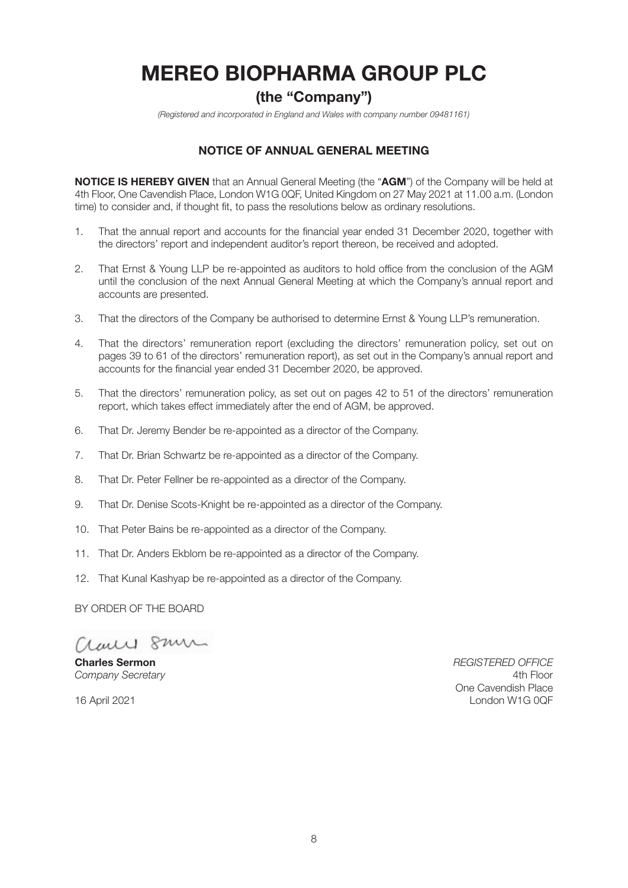# MEREO BIOPHARMA GROUP PLC

## (the "Company")

*(Registered and incorporated in England and Wales with company number 09481161)*

### NOTICE OF ANNUAL GENERAL MEETING

**NOTICE IS HEREBY GIVEN** that an Annual General Meeting (the "**AGM**") of the Company will be held at 4th Floor, One Cavendish Place, London W1G 0QF, United Kingdom on 27 May 2021 at 11.00 a.m. (London time) to consider and, if thought fit, to pass the resolutions below as ordinary resolutions.

1. That the annual report and accounts for the financial year ended 31 December 2020, together with the directors' report and independent auditor's report thereon, be received and adopted.
2. That Ernst & Young LLP be re-appointed as auditors to hold office from the conclusion of the AGM until the conclusion of the next Annual General Meeting at which the Company's annual report and accounts are presented.
3. That the directors of the Company be authorised to determine Ernst & Young LLP's remuneration.
4. That the directors' remuneration report (excluding the directors' remuneration policy, set out on pages 39 to 61 of the directors' remuneration report), as set out in the Company's annual report and accounts for the financial year ended 31 December 2020, be approved.
5. That the directors' remuneration policy, as set out on pages 42 to 51 of the directors' remuneration report, which takes effect immediately after the end of AGM, be approved.
6. That Dr. Jeremy Bender be re-appointed as a director of the Company.
7. That Dr. Brian Schwartz be re-appointed as a director of the Company.
8. That Dr. Peter Fellner be re-appointed as a director of the Company.
9. That Dr. Denise Scots-Knight be re-appointed as a director of the Company.
10. That Peter Bains be re-appointed as a director of the Company.
11. That Dr. Anders Ekblom be re-appointed as a director of the Company.
12. That Kunal Kashyap be re-appointed as a director of the Company.

BY ORDER OF THE BOARD

**Charles Sermon**
*Company Secretary*

16 April 2021

*REGISTERED OFFICE*
4th Floor
One Cavendish Place
London W1G 0QF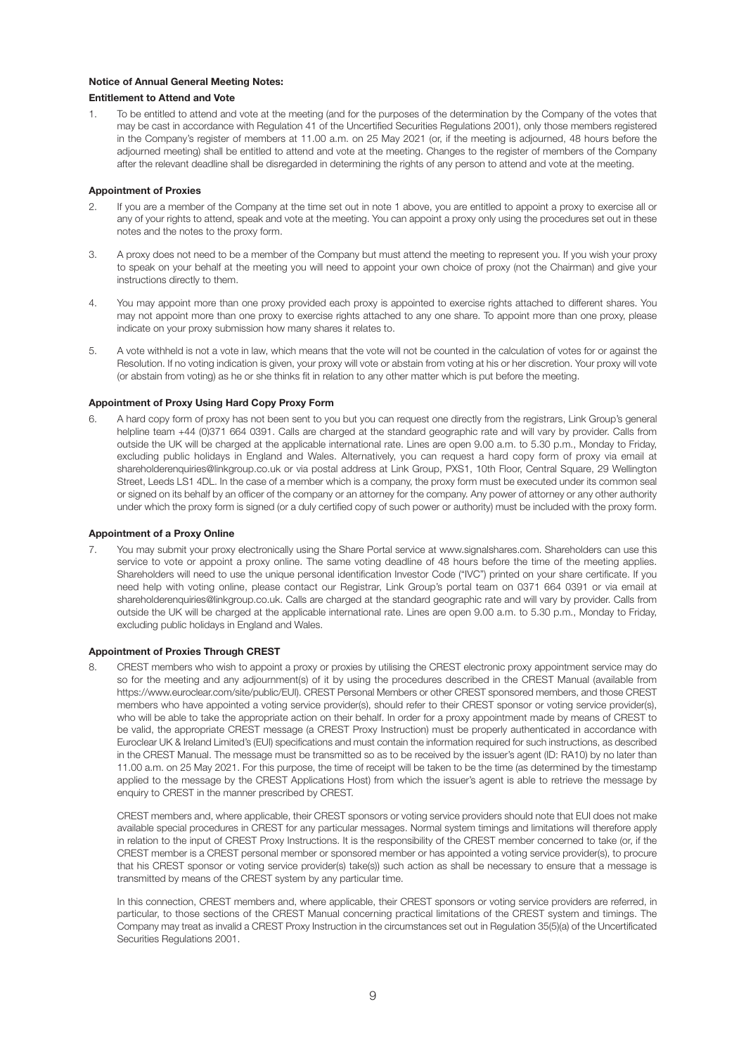**Notice of Annual General Meeting Notes:**

**Entitlement to Attend and Vote**

1. To be entitled to attend and vote at the meeting (and for the purposes of the determination by the Company of the votes that may be cast in accordance with Regulation 41 of the Uncertified Securities Regulations 2001), only those members registered in the Company's register of members at 11.00 a.m. on 25 May 2021 (or, if the meeting is adjourned, 48 hours before the adjourned meeting) shall be entitled to attend and vote at the meeting. Changes to the register of members of the Company after the relevant deadline shall be disregarded in determining the rights of any person to attend and vote at the meeting.

**Appointment of Proxies**

2. If you are a member of the Company at the time set out in note 1 above, you are entitled to appoint a proxy to exercise all or any of your rights to attend, speak and vote at the meeting. You can appoint a proxy only using the procedures set out in these notes and the notes to the proxy form.

3. A proxy does not need to be a member of the Company but must attend the meeting to represent you. If you wish your proxy to speak on your behalf at the meeting you will need to appoint your own choice of proxy (not the Chairman) and give your instructions directly to them.

4. You may appoint more than one proxy provided each proxy is appointed to exercise rights attached to different shares. You may not appoint more than one proxy to exercise rights attached to any one share. To appoint more than one proxy, please indicate on your proxy submission how many shares it relates to.

5. A vote withheld is not a vote in law, which means that the vote will not be counted in the calculation of votes for or against the Resolution. If no voting indication is given, your proxy will vote or abstain from voting at his or her discretion. Your proxy will vote (or abstain from voting) as he or she thinks fit in relation to any other matter which is put before the meeting.

**Appointment of Proxy Using Hard Copy Proxy Form**

6. A hard copy form of proxy has not been sent to you but you can request one directly from the registrars, Link Group's general helpline team +44 (0)371 664 0391. Calls are charged at the standard geographic rate and will vary by provider. Calls from outside the UK will be charged at the applicable international rate. Lines are open 9.00 a.m. to 5.30 p.m., Monday to Friday, excluding public holidays in England and Wales. Alternatively, you can request a hard copy form of proxy via email at shareholderenquiries@linkgroup.co.uk or via postal address at Link Group, PXS1, 10th Floor, Central Square, 29 Wellington Street, Leeds LS1 4DL. In the case of a member which is a company, the proxy form must be executed under its common seal or signed on its behalf by an officer of the company or an attorney for the company. Any power of attorney or any other authority under which the proxy form is signed (or a duly certified copy of such power or authority) must be included with the proxy form.

**Appointment of a Proxy Online**

7. You may submit your proxy electronically using the Share Portal service at www.signalshares.com. Shareholders can use this service to vote or appoint a proxy online. The same voting deadline of 48 hours before the time of the meeting applies. Shareholders will need to use the unique personal identification Investor Code ("IVC") printed on your share certificate. If you need help with voting online, please contact our Registrar, Link Group's portal team on 0371 664 0391 or via email at shareholderenquiries@linkgroup.co.uk. Calls are charged at the standard geographic rate and will vary by provider. Calls from outside the UK will be charged at the applicable international rate. Lines are open 9.00 a.m. to 5.30 p.m., Monday to Friday, excluding public holidays in England and Wales.

**Appointment of Proxies Through CREST**

8. CREST members who wish to appoint a proxy or proxies by utilising the CREST electronic proxy appointment service may do so for the meeting and any adjournment(s) of it by using the procedures described in the CREST Manual (available from https://www.euroclear.com/site/public/EUI). CREST Personal Members or other CREST sponsored members, and those CREST members who have appointed a voting service provider(s), should refer to their CREST sponsor or voting service provider(s), who will be able to take the appropriate action on their behalf. In order for a proxy appointment made by means of CREST to be valid, the appropriate CREST message (a CREST Proxy Instruction) must be properly authenticated in accordance with Euroclear UK & Ireland Limited's (EUI) specifications and must contain the information required for such instructions, as described in the CREST Manual. The message must be transmitted so as to be received by the issuer's agent (ID: RA10) by no later than 11.00 a.m. on 25 May 2021. For this purpose, the time of receipt will be taken to be the time (as determined by the timestamp applied to the message by the CREST Applications Host) from which the issuer's agent is able to retrieve the message by enquiry to CREST in the manner prescribed by CREST.

   CREST members and, where applicable, their CREST sponsors or voting service providers should note that EUI does not make available special procedures in CREST for any particular messages. Normal system timings and limitations will therefore apply in relation to the input of CREST Proxy Instructions. It is the responsibility of the CREST member concerned to take (or, if the CREST member is a CREST personal member or sponsored member or has appointed a voting service provider(s), to procure that his CREST sponsor or voting service provider(s) take(s)) such action as shall be necessary to ensure that a message is transmitted by means of the CREST system by any particular time.

   In this connection, CREST members and, where applicable, their CREST sponsors or voting service providers are referred, in particular, to those sections of the CREST Manual concerning practical limitations of the CREST system and timings. The Company may treat as invalid a CREST Proxy Instruction in the circumstances set out in Regulation 35(5)(a) of the Uncertified Securities Regulations 2001.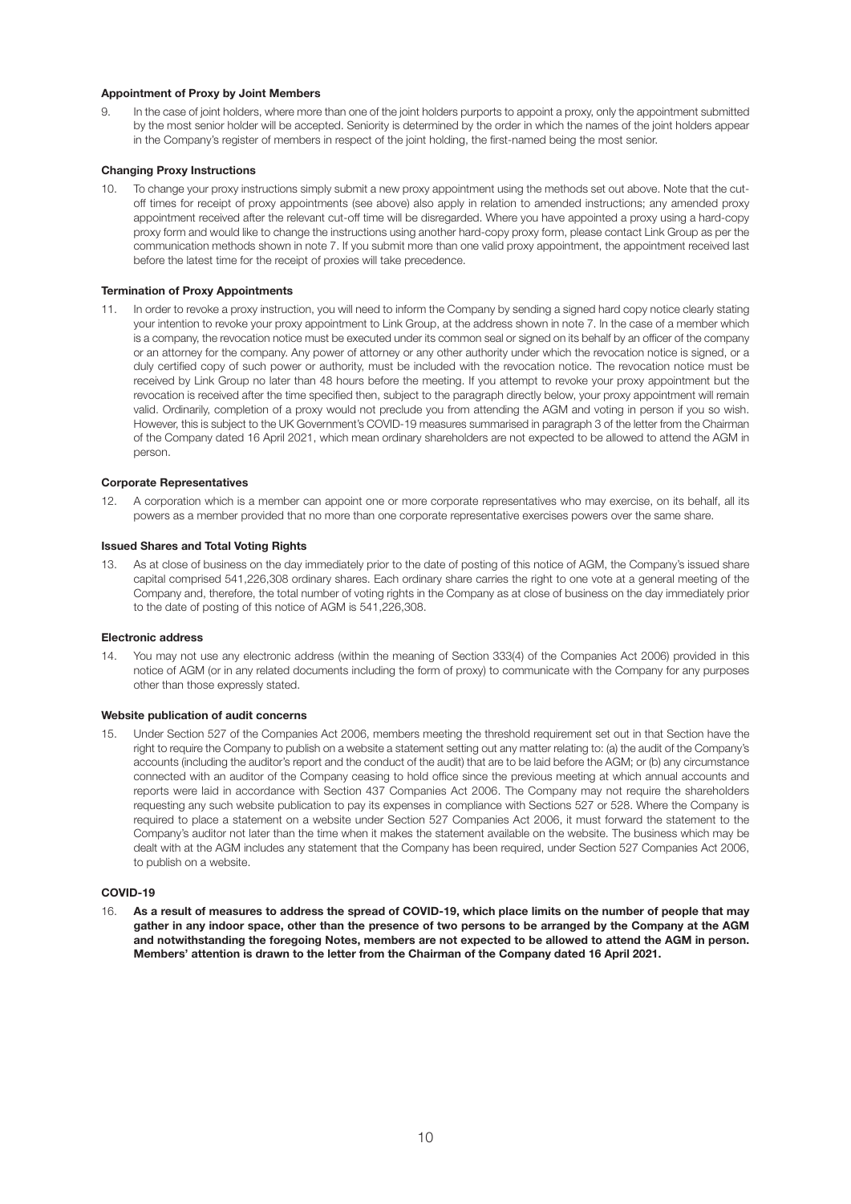#### Appointment of Proxy by Joint Members

9. In the case of joint holders, where more than one of the joint holders purports to appoint a proxy, only the appointment submitted by the most senior holder will be accepted. Seniority is determined by the order in which the names of the joint holders appear in the Company's register of members in respect of the joint holding, the first-named being the most senior.

#### Changing Proxy Instructions

10. To change your proxy instructions simply submit a new proxy appointment using the methods set out above. Note that the cut-off times for receipt of proxy appointments (see above) also apply in relation to amended instructions; any amended proxy appointment received after the relevant cut-off time will be disregarded. Where you have appointed a proxy using a hard-copy proxy form and would like to change the instructions using another hard-copy proxy form, please contact Link Group as per the communication methods shown in note 7. If you submit more than one valid proxy appointment, the appointment received last before the latest time for the receipt of proxies will take precedence.

#### Termination of Proxy Appointments

11. In order to revoke a proxy instruction, you will need to inform the Company by sending a signed hard copy notice clearly stating your intention to revoke your proxy appointment to Link Group, at the address shown in note 7. In the case of a member which is a company, the revocation notice must be executed under its common seal or signed on its behalf by an officer of the company or an attorney for the company. Any power of attorney or any other authority under which the revocation notice is signed, or a duly certified copy of such power or authority, must be included with the revocation notice. The revocation notice must be received by Link Group no later than 48 hours before the meeting. If you attempt to revoke your proxy appointment but the revocation is received after the time specified then, subject to the paragraph directly below, your proxy appointment will remain valid. Ordinarily, completion of a proxy would not preclude you from attending the AGM and voting in person if you so wish. However, this is subject to the UK Government's COVID-19 measures summarised in paragraph 3 of the letter from the Chairman of the Company dated 16 April 2021, which mean ordinary shareholders are not expected to be allowed to attend the AGM in person.

#### Corporate Representatives

12. A corporation which is a member can appoint one or more corporate representatives who may exercise, on its behalf, all its powers as a member provided that no more than one corporate representative exercises powers over the same share.

#### Issued Shares and Total Voting Rights

13. As at close of business on the day immediately prior to the date of posting of this notice of AGM, the Company's issued share capital comprised 541,226,308 ordinary shares. Each ordinary share carries the right to one vote at a general meeting of the Company and, therefore, the total number of voting rights in the Company as at close of business on the day immediately prior to the date of posting of this notice of AGM is 541,226,308.

#### Electronic address

14. You may not use any electronic address (within the meaning of Section 333(4) of the Companies Act 2006) provided in this notice of AGM (or in any related documents including the form of proxy) to communicate with the Company for any purposes other than those expressly stated.

#### Website publication of audit concerns

15. Under Section 527 of the Companies Act 2006, members meeting the threshold requirement set out in that Section have the right to require the Company to publish on a website a statement setting out any matter relating to: (a) the audit of the Company's accounts (including the auditor's report and the conduct of the audit) that are to be laid before the AGM; or (b) any circumstance connected with an auditor of the Company ceasing to hold office since the previous meeting at which annual accounts and reports were laid in accordance with Section 437 Companies Act 2006. The Company may not require the shareholders requesting any such website publication to pay its expenses in compliance with Sections 527 or 528. Where the Company is required to place a statement on a website under Section 527 Companies Act 2006, it must forward the statement to the Company's auditor not later than the time when it makes the statement available on the website. The business which may be dealt with at the AGM includes any statement that the Company has been required, under Section 527 Companies Act 2006, to publish on a website.

#### COVID-19

16. **As a result of measures to address the spread of COVID-19, which place limits on the number of people that may gather in any indoor space, other than the presence of two persons to be arranged by the Company at the AGM and notwithstanding the foregoing Notes, members are not expected to be allowed to attend the AGM in person. Members' attention is drawn to the letter from the Chairman of the Company dated 16 April 2021.**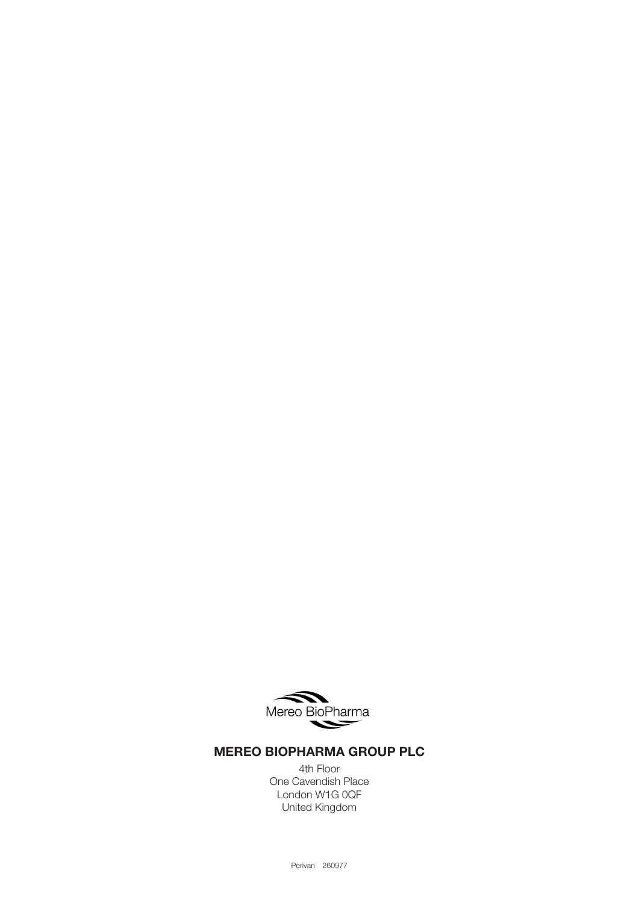Mereo BioPharma

**MEREO BIOPHARMA GROUP PLC**

4th Floor
One Cavendish Place
London W1G 0QF
United Kingdom

Perivan 260977